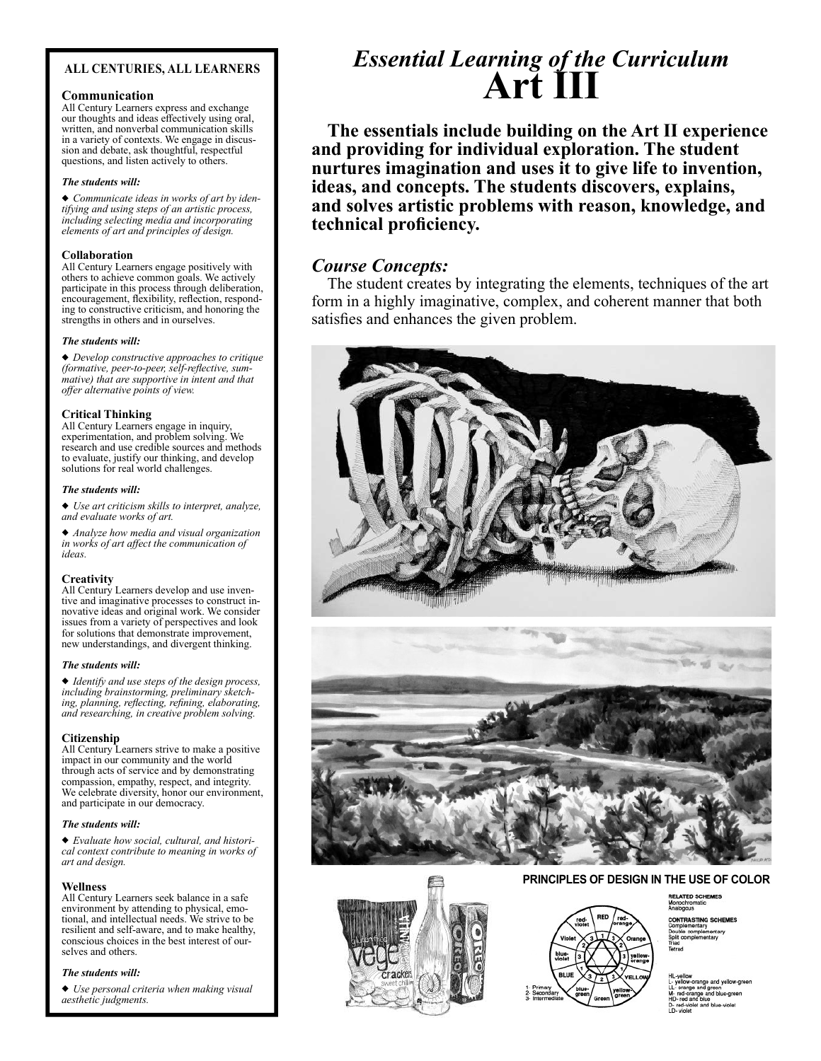# Essential Learning of the Curriculum
# Art III

**The essentials include building on the Art II experience and providing for individual exploration. The student nurtures imagination and uses it to give life to invention, ideas, and concepts. The students discovers, explains, and solves artistic problems with reason, knowledge, and technical proficiency.**

## *Course Concepts:*

The student creates by integrating the elements, techniques of the art form in a highly imaginative, complex, and coherent manner that both satisfies and enhances the given problem.

**PRINCIPLES OF DESIGN IN THE USE OF COLOR**

RELATED SCHEMES
Monochromatic
Analogous

CONTRASTING SCHEMES
Complementary
Double complementary
Split complementary
Triad
Tetrad

HL-yellow
L- yellow-orange and yellow-green
LL- orange and green
M- red-orange and blue-green
HD- red and blue
D- red-violet and blue-violet
LD- violet

1- Primary
2- Secondary
3- Intermediate

---

### ALL CENTURIES, ALL LEARNERS

#### Communication

All Century Learners express and exchange our thoughts and ideas effectively using oral, written, and nonverbal communication skills in a variety of contexts. We engage in discussion and debate, ask thoughtful, respectful questions, and listen actively to others.

***The students will:***

◆ *Communicate ideas in works of art by identifying and using steps of an artistic process, including selecting media and incorporating elements of art and principles of design.*

#### Collaboration

All Century Learners engage positively with others to achieve common goals. We actively participate in this process through deliberation, encouragement, flexibility, reflection, responding to constructive criticism, and honoring the strengths in others and in ourselves.

***The students will:***

◆ *Develop constructive approaches to critique (formative, peer-to-peer, self-reflective, summative) that are supportive in intent and that offer alternative points of view.*

#### Critical Thinking

All Century Learners engage in inquiry, experimentation, and problem solving. We research and use credible sources and methods to evaluate, justify our thinking, and develop solutions for real world challenges.

***The students will:***

◆ *Use art criticism skills to interpret, analyze, and evaluate works of art.*

◆ *Analyze how media and visual organization in works of art affect the communication of ideas.*

#### Creativity

All Century Learners develop and use inventive and imaginative processes to construct innovative ideas and original work. We consider issues from a variety of perspectives and look for solutions that demonstrate improvement, new understandings, and divergent thinking.

***The students will:***

◆ *Identify and use steps of the design process, including brainstorming, preliminary sketching, planning, reflecting, refining, elaborating, and researching, in creative problem solving.*

#### Citizenship

All Century Learners strive to make a positive impact in our community and the world through acts of service and by demonstrating compassion, empathy, respect, and integrity. We celebrate diversity, honor our environment, and participate in our democracy.

***The students will:***

◆ *Evaluate how social, cultural, and historical context contribute to meaning in works of art and design.*

#### Wellness

All Century Learners seek balance in a safe environment by attending to physical, emotional, and intellectual needs. We strive to be resilient and self-aware, and to make healthy, conscious choices in the best interest of ourselves and others.

***The students will:***

◆ *Use personal criteria when making visual aesthetic judgments.*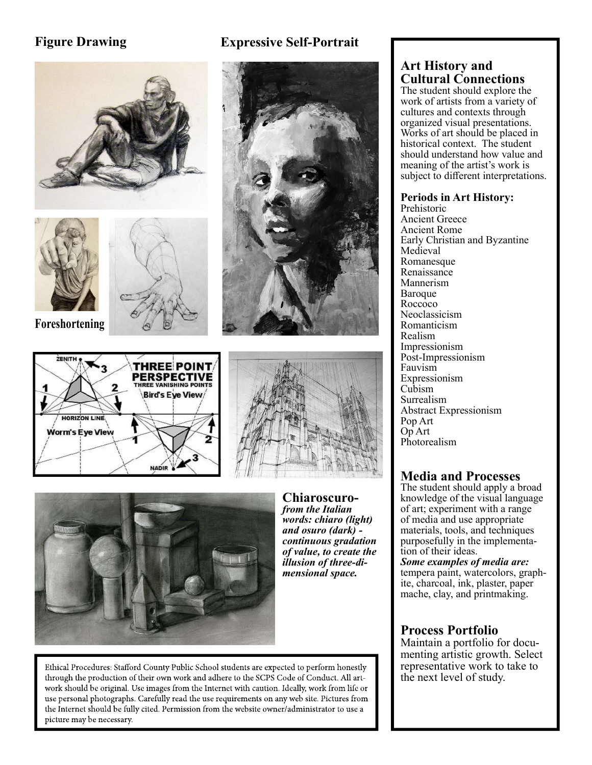## Figure Drawing

## Expressive Self-Portrait

**Foreshortening**

THREE POINT PERSPECTIVE
THREE VANISHING POINTS
Bird's Eye View
Worm's Eye View
ZENITH
NADIR
HORIZON LINE

**Chiaroscuro-** ***from the Italian words: chiaro (light) and osuro (dark) - continuous gradation of value, to create the illusion of three-dimensional space.***

Ethical Procedures: Stafford County Public School students are expected to perform honestly through the production of their own work and adhere to the SCPS Code of Conduct. All artwork should be original. Use images from the Internet with caution. Ideally, work from life or use personal photographs. Carefully read the use requirements on any web site. Pictures from the Internet should be fully cited. Permission from the website owner/administrator to use a picture may be necessary.

## Art History and Cultural Connections

The student should explore the work of artists from a variety of cultures and contexts through organized visual presentations. Works of art should be placed in historical context. The student should understand how value and meaning of the artist's work is subject to different interpretations.

**Periods in Art History:**

Prehistoric
Ancient Greece
Ancient Rome
Early Christian and Byzantine
Medieval
Romanesque
Renaissance
Mannerism
Baroque
Roccoco
Neoclassicism
Romanticism
Realism
Impressionism
Post-Impressionism
Fauvism
Expressionism
Cubism
Surrealism
Abstract Expressionism
Pop Art
Op Art
Photorealism

## Media and Processes

The student should apply a broad knowledge of the visual language of art; experiment with a range of media and use appropriate materials, tools, and techniques purposefully in the implementation of their ideas.

***Some examples of media are:*** tempera paint, watercolors, graphite, charcoal, ink, plaster, paper mache, clay, and printmaking.

## Process Portfolio

Maintain a portfolio for documenting artistic growth. Select representative work to take to the next level of study.